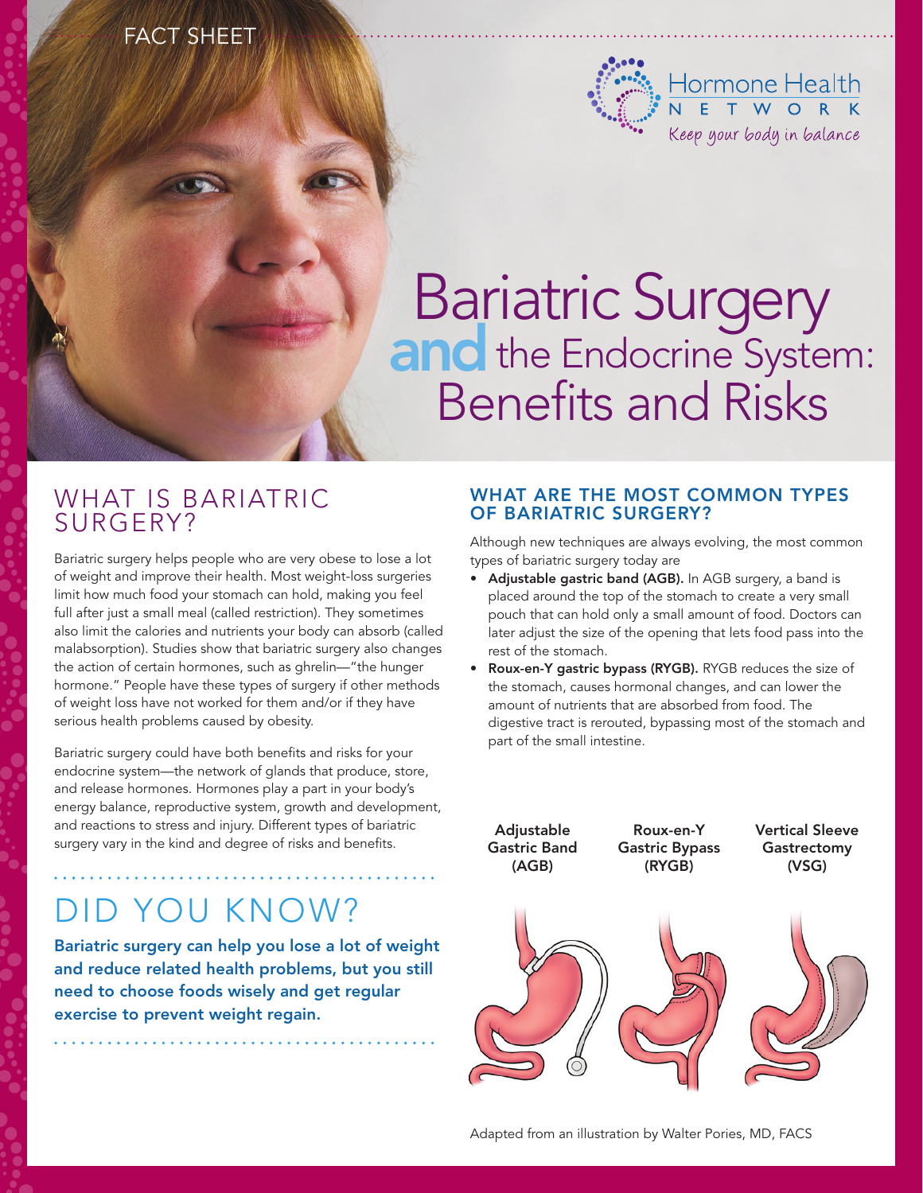FACT SHEET

Hormone Health NETWORK

Keep your body in balance

# Bariatric Surgery and the Endocrine System: Benefits and Risks

## WHAT IS BARIATRIC SURGERY?

Bariatric surgery helps people who are very obese to lose a lot of weight and improve their health. Most weight-loss surgeries limit how much food your stomach can hold, making you feel full after just a small meal (called restriction). They sometimes also limit the calories and nutrients your body can absorb (called malabsorption). Studies show that bariatric surgery also changes the action of certain hormones, such as ghrelin—"the hunger hormone." People have these types of surgery if other methods of weight loss have not worked for them and/or if they have serious health problems caused by obesity.

Bariatric surgery could have both benefits and risks for your endocrine system—the network of glands that produce, store, and release hormones. Hormones play a part in your body's energy balance, reproductive system, growth and development, and reactions to stress and injury. Different types of bariatric surgery vary in the kind and degree of risks and benefits.

## DID YOU KNOW?

**Bariatric surgery can help you lose a lot of weight and reduce related health problems, but you still need to choose foods wisely and get regular exercise to prevent weight regain.**

### WHAT ARE THE MOST COMMON TYPES OF BARIATRIC SURGERY?

Although new techniques are always evolving, the most common types of bariatric surgery today are

- **Adjustable gastric band (AGB).** In AGB surgery, a band is placed around the top of the stomach to create a very small pouch that can hold only a small amount of food. Doctors can later adjust the size of the opening that lets food pass into the rest of the stomach.
- **Roux-en-Y gastric bypass (RYGB).** RYGB reduces the size of the stomach, causes hormonal changes, and can lower the amount of nutrients that are absorbed from food. The digestive tract is rerouted, bypassing most of the stomach and part of the small intestine.

**Adjustable Gastric Band (AGB)** | **Roux-en-Y Gastric Bypass (RYGB)** | **Vertical Sleeve Gastrectomy (VSG)**

Adapted from an illustration by Walter Pories, MD, FACS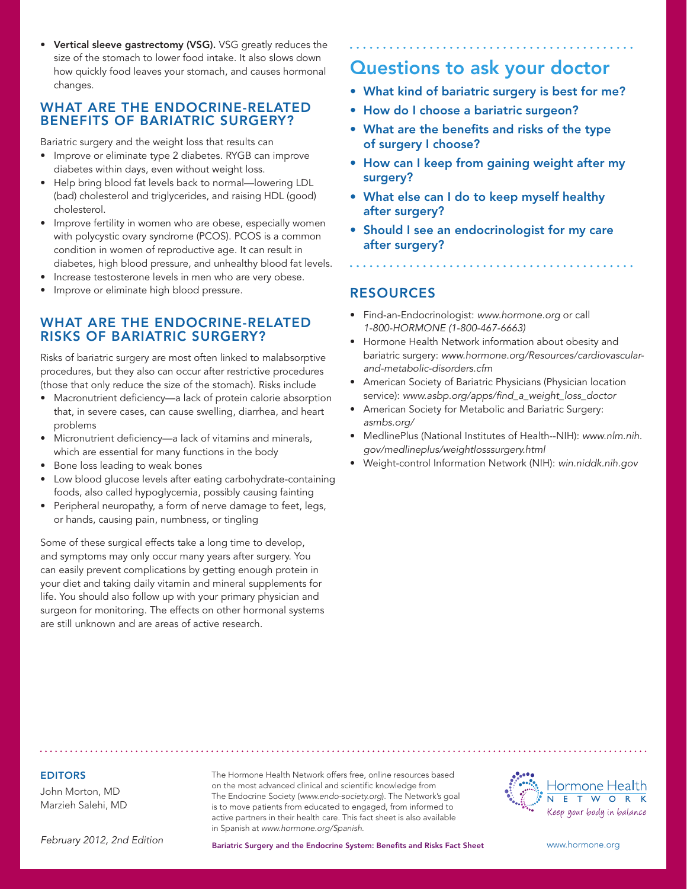- **Vertical sleeve gastrectomy (VSG).** VSG greatly reduces the size of the stomach to lower food intake. It also slows down how quickly food leaves your stomach, and causes hormonal changes.

## WHAT ARE THE ENDOCRINE-RELATED BENEFITS OF BARIATRIC SURGERY?

Bariatric surgery and the weight loss that results can

- Improve or eliminate type 2 diabetes. RYGB can improve diabetes within days, even without weight loss.
- Help bring blood fat levels back to normal—lowering LDL (bad) cholesterol and triglycerides, and raising HDL (good) cholesterol.
- Improve fertility in women who are obese, especially women with polycystic ovary syndrome (PCOS). PCOS is a common condition in women of reproductive age. It can result in diabetes, high blood pressure, and unhealthy blood fat levels.
- Increase testosterone levels in men who are very obese.
- Improve or eliminate high blood pressure.

## WHAT ARE THE ENDOCRINE-RELATED RISKS OF BARIATRIC SURGERY?

Risks of bariatric surgery are most often linked to malabsorptive procedures, but they also can occur after restrictive procedures (those that only reduce the size of the stomach). Risks include

- Macronutrient deficiency—a lack of protein calorie absorption that, in severe cases, can cause swelling, diarrhea, and heart problems
- Micronutrient deficiency—a lack of vitamins and minerals, which are essential for many functions in the body
- Bone loss leading to weak bones
- Low blood glucose levels after eating carbohydrate-containing foods, also called hypoglycemia, possibly causing fainting
- Peripheral neuropathy, a form of nerve damage to feet, legs, or hands, causing pain, numbness, or tingling

Some of these surgical effects take a long time to develop, and symptoms may only occur many years after surgery. You can easily prevent complications by getting enough protein in your diet and taking daily vitamin and mineral supplements for life. You should also follow up with your primary physician and surgeon for monitoring. The effects on other hormonal systems are still unknown and are areas of active research.

## Questions to ask your doctor

- **What kind of bariatric surgery is best for me?**
- **How do I choose a bariatric surgeon?**
- **What are the benefits and risks of the type of surgery I choose?**
- **How can I keep from gaining weight after my surgery?**
- **What else can I do to keep myself healthy after surgery?**
- **Should I see an endocrinologist for my care after surgery?**

## RESOURCES

- Find-an-Endocrinologist: *www.hormone.org* or call *1-800-HORMONE (1-800-467-6663)*
- Hormone Health Network information about obesity and bariatric surgery: *www.hormone.org/Resources/cardiovascular-and-metabolic-disorders.cfm*
- American Society of Bariatric Physicians (Physician location service): *www.asbp.org/apps/find_a_weight_loss_doctor*
- American Society for Metabolic and Bariatric Surgery: *asmbs.org/*
- MedlinePlus (National Institutes of Health--NIH): *www.nlm.nih.gov/medlineplus/weightlosssurgery.html*
- Weight-control Information Network (NIH): *win.niddk.nih.gov*

### EDITORS

John Morton, MD
Marzieh Salehi, MD

*February 2012, 2nd Edition*

The Hormone Health Network offers free, online resources based on the most advanced clinical and scientific knowledge from The Endocrine Society (*www.endo-society.org*). The Network's goal is to move patients from educated to engaged, from informed to active partners in their health care. This fact sheet is also available in Spanish at *www.hormone.org/Spanish.*

Hormone Health Network
Keep your body in balance

Bariatric Surgery and the Endocrine System: Benefits and Risks Fact Sheet

www.hormone.org